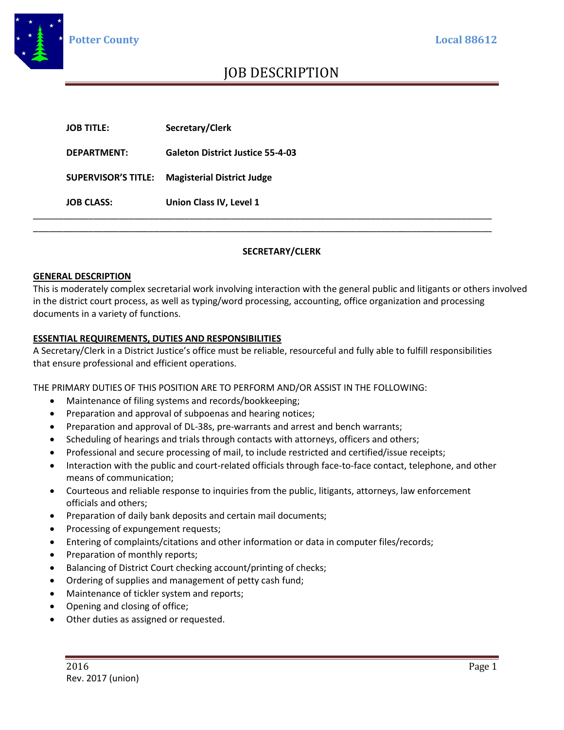Potter County

Local 88612

# JOB DESCRIPTION

| | |
|---|---|
| **JOB TITLE:** | **Secretary/Clerk** |
| **DEPARTMENT:** | **Galeton District Justice 55-4-03** |
| **SUPERVISOR'S TITLE:** | **Magisterial District Judge** |
| **JOB CLASS:** | **Union Class IV, Level 1** |

---

## SECRETARY/CLERK

### GENERAL DESCRIPTION

This is moderately complex secretarial work involving interaction with the general public and litigants or others involved in the district court process, as well as typing/word processing, accounting, office organization and processing documents in a variety of functions.

### ESSENTIAL REQUIREMENTS, DUTIES AND RESPONSIBILITIES

A Secretary/Clerk in a District Justice's office must be reliable, resourceful and fully able to fulfill responsibilities that ensure professional and efficient operations.

THE PRIMARY DUTIES OF THIS POSITION ARE TO PERFORM AND/OR ASSIST IN THE FOLLOWING:

- Maintenance of filing systems and records/bookkeeping;
- Preparation and approval of subpoenas and hearing notices;
- Preparation and approval of DL-38s, pre-warrants and arrest and bench warrants;
- Scheduling of hearings and trials through contacts with attorneys, officers and others;
- Professional and secure processing of mail, to include restricted and certified/issue receipts;
- Interaction with the public and court-related officials through face-to-face contact, telephone, and other means of communication;
- Courteous and reliable response to inquiries from the public, litigants, attorneys, law enforcement officials and others;
- Preparation of daily bank deposits and certain mail documents;
- Processing of expungement requests;
- Entering of complaints/citations and other information or data in computer files/records;
- Preparation of monthly reports;
- Balancing of District Court checking account/printing of checks;
- Ordering of supplies and management of petty cash fund;
- Maintenance of tickler system and reports;
- Opening and closing of office;
- Other duties as assigned or requested.

2016
Rev. 2017 (union)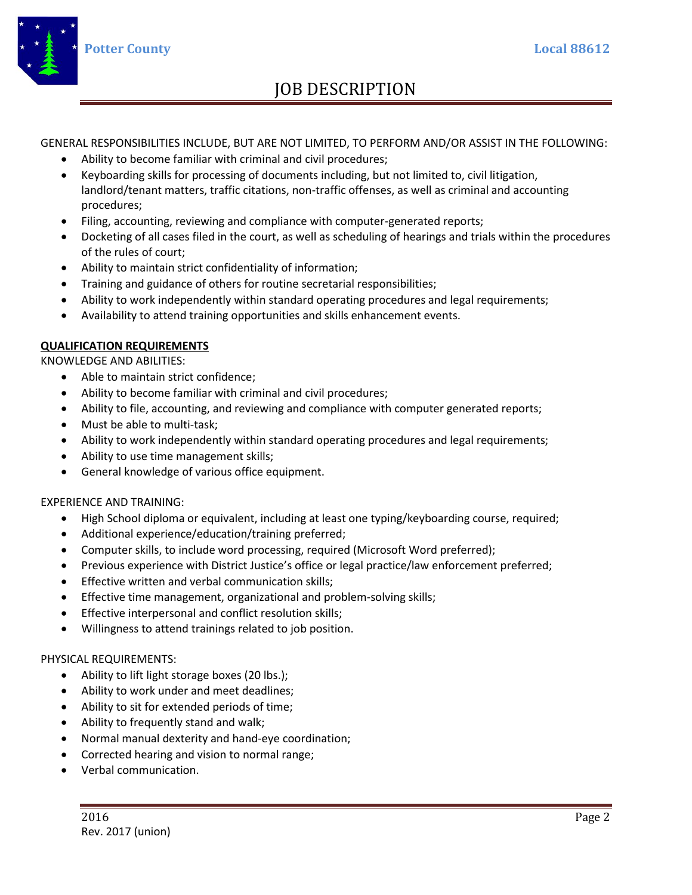# JOB DESCRIPTION

GENERAL RESPONSIBILITIES INCLUDE, BUT ARE NOT LIMITED, TO PERFORM AND/OR ASSIST IN THE FOLLOWING:

- Ability to become familiar with criminal and civil procedures;
- Keyboarding skills for processing of documents including, but not limited to, civil litigation, landlord/tenant matters, traffic citations, non-traffic offenses, as well as criminal and accounting procedures;
- Filing, accounting, reviewing and compliance with computer-generated reports;
- Docketing of all cases filed in the court, as well as scheduling of hearings and trials within the procedures of the rules of court;
- Ability to maintain strict confidentiality of information;
- Training and guidance of others for routine secretarial responsibilities;
- Ability to work independently within standard operating procedures and legal requirements;
- Availability to attend training opportunities and skills enhancement events.

**QUALIFICATION REQUIREMENTS**

KNOWLEDGE AND ABILITIES:

- Able to maintain strict confidence;
- Ability to become familiar with criminal and civil procedures;
- Ability to file, accounting, and reviewing and compliance with computer generated reports;
- Must be able to multi-task;
- Ability to work independently within standard operating procedures and legal requirements;
- Ability to use time management skills;
- General knowledge of various office equipment.

EXPERIENCE AND TRAINING:

- High School diploma or equivalent, including at least one typing/keyboarding course, required;
- Additional experience/education/training preferred;
- Computer skills, to include word processing, required (Microsoft Word preferred);
- Previous experience with District Justice's office or legal practice/law enforcement preferred;
- Effective written and verbal communication skills;
- Effective time management, organizational and problem-solving skills;
- Effective interpersonal and conflict resolution skills;
- Willingness to attend trainings related to job position.

PHYSICAL REQUIREMENTS:

- Ability to lift light storage boxes (20 lbs.);
- Ability to work under and meet deadlines;
- Ability to sit for extended periods of time;
- Ability to frequently stand and walk;
- Normal manual dexterity and hand-eye coordination;
- Corrected hearing and vision to normal range;
- Verbal communication.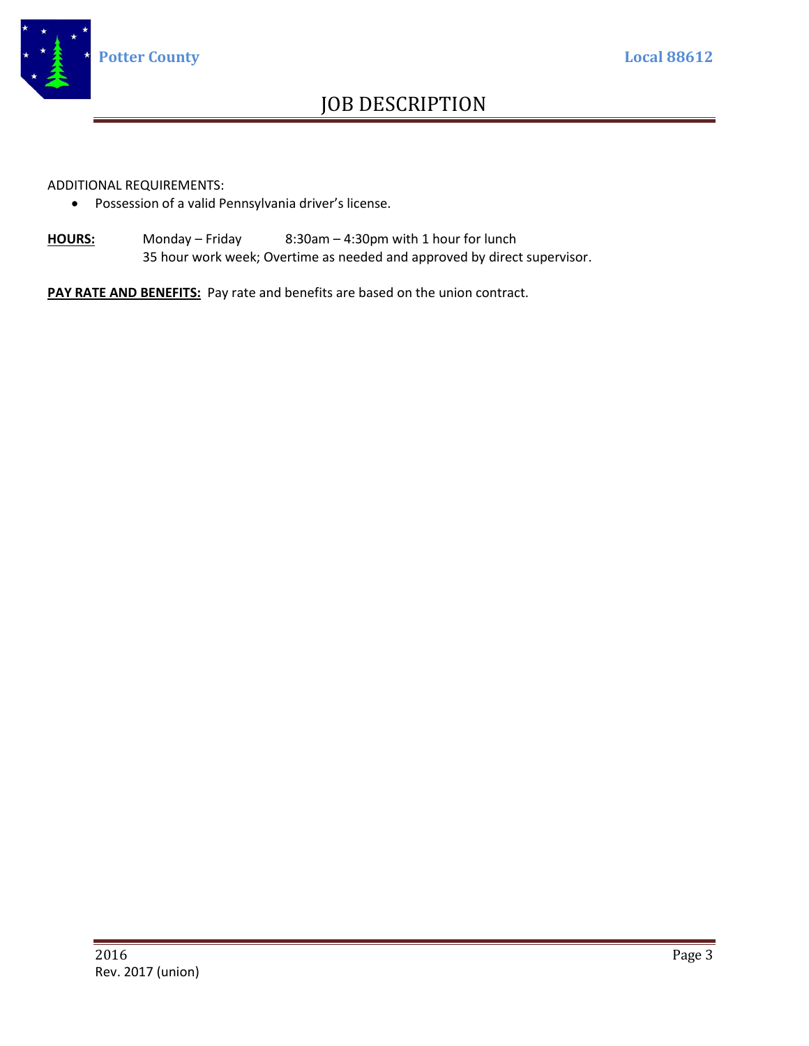ADDITIONAL REQUIREMENTS:

- Possession of a valid Pennsylvania driver's license.

**HOURS:** Monday – Friday 8:30am – 4:30pm with 1 hour for lunch
35 hour work week; Overtime as needed and approved by direct supervisor.

**PAY RATE AND BENEFITS:** Pay rate and benefits are based on the union contract.